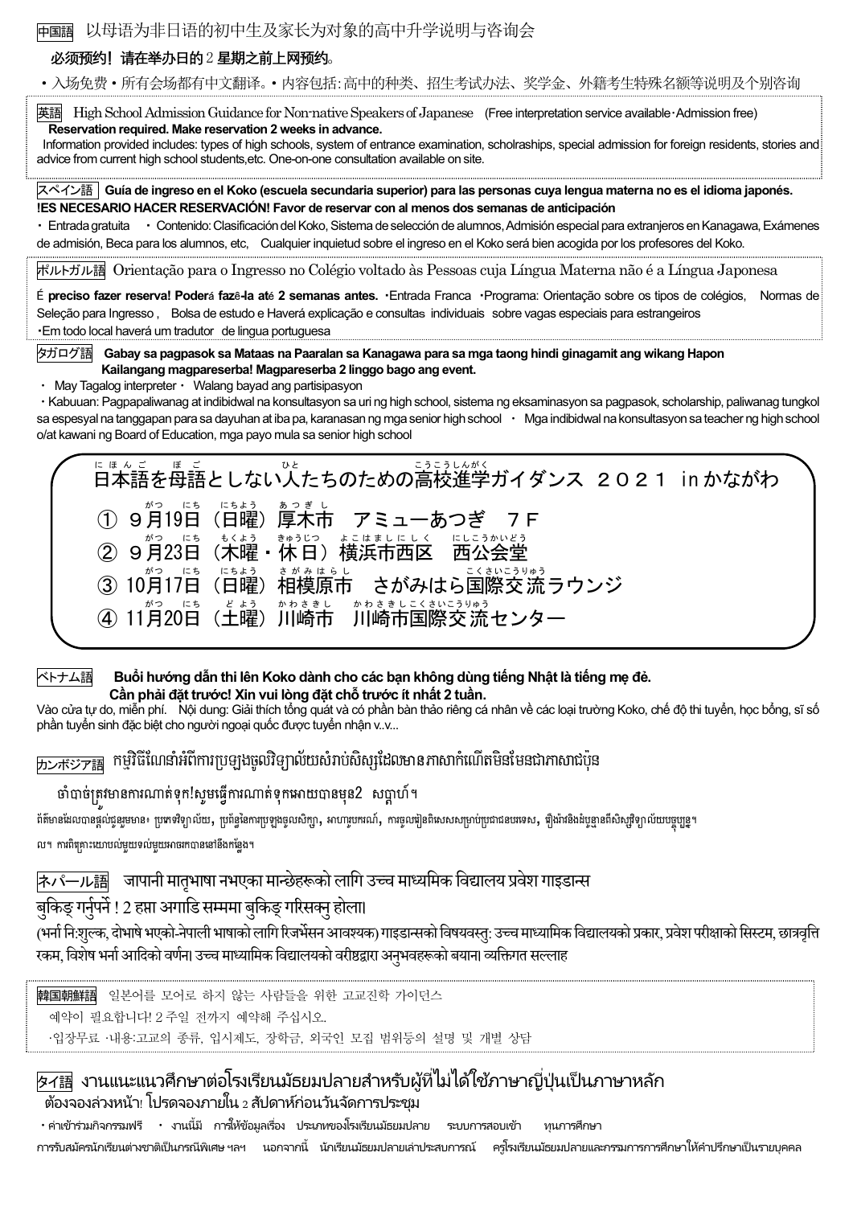中国語 以母语为非日语的初中生及家长为对象的高中升学说明与咨询会

**必须预约！请在举办日的 2 星期之前上网预约。**

・入场免费・所有会场都有中文翻译。・内容包括：高中的种类、招生考试办法、奖学金、外籍考生特殊名额等说明及个别咨询

英語 High School Admission Guidance for Non-native Speakers of Japanese (Free interpretation service available･Admission free)

**Reservation required. Make reservation 2 weeks in advance.**

Information provided includes: types of high schools, system of entrance examination, scholraships, special admission for foreign residents, stories and advice from current high school students,etc. One-on-one consultation available on site.

スペイン語 **Guía de ingreso en el Koko (escuela secundaria superior) para las personas cuya lengua materna no es el idioma japonés.**

**!ES NECESARIO HACER RESERVACIÓN! Favor de reservar con al menos dos semanas de anticipación**

・ Entrada gratuita ・ Contenido: Clasificación del Koko, Sistema de selección de alumnos, Admisión especial para extranjeros en Kanagawa, Exámenes de admisión, Beca para los alumnos, etc, Cualquier inquietud sobre el ingreso en el Koko será bien acogida por los profesores del Koko.

ポルトガル語 Orientação para o Ingresso no Colégio voltado às Pessoas cuja Língua Materna não é a Língua Japonesa

**É preciso fazer reserva! Poderá fazê-la até 2 semanas antes.** ・Entrada Franca ・Programa: Orientação sobre os tipos de colégios, Normas de Seleção para Ingresso , Bolsa de estudo e Haverá explicação e consultas individuais sobre vagas especiais para estrangeiros

・Em todo local haverá um tradutor de lingua portuguesa

タガログ語 **Gabay sa pagpasok sa Mataas na Paaralan sa Kanagawa para sa mga taong hindi ginagamit ang wikang Hapon**

**Kailangang magpareserba! Magpareserba 2 linggo bago ang event.**

・ May Tagalog interpreter ・ Walang bayad ang partisipasyon

・Kabuuan: Pagpapaliwanag at indibidwal na konsultasyon sa uri ng high school, sistema ng eksaminasyon sa pagpasok, scholarship, paliwanag tungkol sa espesyal na tanggapan para sa dayuhan at iba pa, karanasan ng mga senior high school ・ Mga indibidwal na konsultasyon sa teacher ng high school o/at kawani ng Board of Education, mga payo mula sa senior high school

## 日本語を母語としない人たちのための高校進学ガイダンス ２０２１ inかながわ

① ９月19日（日曜）厚木市 アミューあつぎ ７Ｆ

② ９月23日（木曜・休日）横浜市西区 西公会堂

③ 10月17日（日曜）相模原市 さがみはら国際交流ラウンジ

④ 11月20日（土曜）川崎市 川崎市国際交流センター

ベトナム語 **Buổi hướng dẫn thi lên Koko dành cho các bạn không dùng tiếng Nhật là tiếng mẹ đẻ.**

**Cần phải đặt trước! Xin vui lòng đặt chỗ trước ít nhất 2 tuần.**

Vào cửa tự do, miễn phí. Nội dung: Giải thích tổng quát và có phần bàn thảo riêng cá nhân về các loại trường Koko, chế độ thi tuyển, học bổng, sĩ số phần tuyển sinh đặc biệt cho người ngoại quốc được tuyển nhận v..v...

カンボジア語 កម្មវិធីណែនាំអំពីការប្រឡងចូលវិទ្យាល័យសំរាប់សិស្សដែលមានភាសាកំណើតមិនមែនជាភាសាជប៉ុន

ចាំបាច់ត្រូវមានការណាត់ទុក!សូមធ្វើការណាត់ទុកមុនបានមុន2 សប្តាហ៍។

ព័ត៌មានដែលបានផ្តល់ជូនរួមមាន៖ ប្រភេទវិទ្យាល័យ, ប្រព័ន្ធនៃការប្រឡងចូលសិក្សា, អាហារូបករណ៍, ការចូលរៀនពិសេសសម្រាប់ប្រជាជនបរទេស, រឿងរ៉ាវនិងដំបូន្មានពីសិស្សវិទ្យាល័យបច្ចុប្បន្ន។

ល។ ការពិគ្រោះយោបល់មួយទល់មួយអាចរកបាននៅនឹងកន្លែង។

ネパール語 जापानी मातृभाषा नभएका मान्छेहरूको लागि उच्च माध्यमिक विद्यालय प्रवेश गाइडान्स

बुकिङ् गर्नुपर्ने ! 2 हप्ता अगाडि सम्ममा बुकिङ् गरिसक्नु होला।

(भर्ना नि:शुल्क, दोभाषे भएको-नेपाली भाषाको लागि रिजर्भेसन आवश्यक) गाइडान्सको विषयवस्तु: उच्च माध्यमिक विद्यालयको प्रकार, प्रवेश परीक्षाको सिस्टम, छात्रवृत्ति रकम, विशेष भर्ना आदिको वर्णन। उच्च माध्यमिक विद्यालयको वरीष्ठद्वारा अनुभवहरूको बयान। व्यक्तिगत सल्लाह

韓国朝鮮語 일본어를 모어로 하지 않는 사람들을 위한 고교진학 가이던스

예약이 필요합니다! 2 주일 전까지 예약해 주십시오.

·입장무료 ·내용:고교의 종류, 입시제도, 장학금, 외국인 모집 범위등의 설명 및 개별 상담

タイ語 งานแนะแนวศึกษาต่อโรงเรียนมัธยมปลายสำหรับผู้ที่ไม่ได้ใช้ภาษาญี่ปุ่นเป็นภาษาหลัก

ต้องจองล่วงหน้า! โปรดจองภายใน 2 สัปดาห์ก่อนวันจัดการประชุม

・ค่าเข้าร่วมกิจกรรมฟรี ・ งานนี้มี การให้ข้อมูลเรื่อง ประเภทของโรงเรียนมัธยมปลาย ระบบการสอบเข้า ทุนการศึกษา

การรับสมัครนักเรียนต่างชาติเป็นกรณีพิเศษ ฯลฯ นอกจากนี้ นักเรียนมัธยมปลายเล่าประสบการณ์ ครูโรงเรียนมัธยมปลายและกรรมการการศึกษาให้คำปรึกษาเป็นรายบุคคล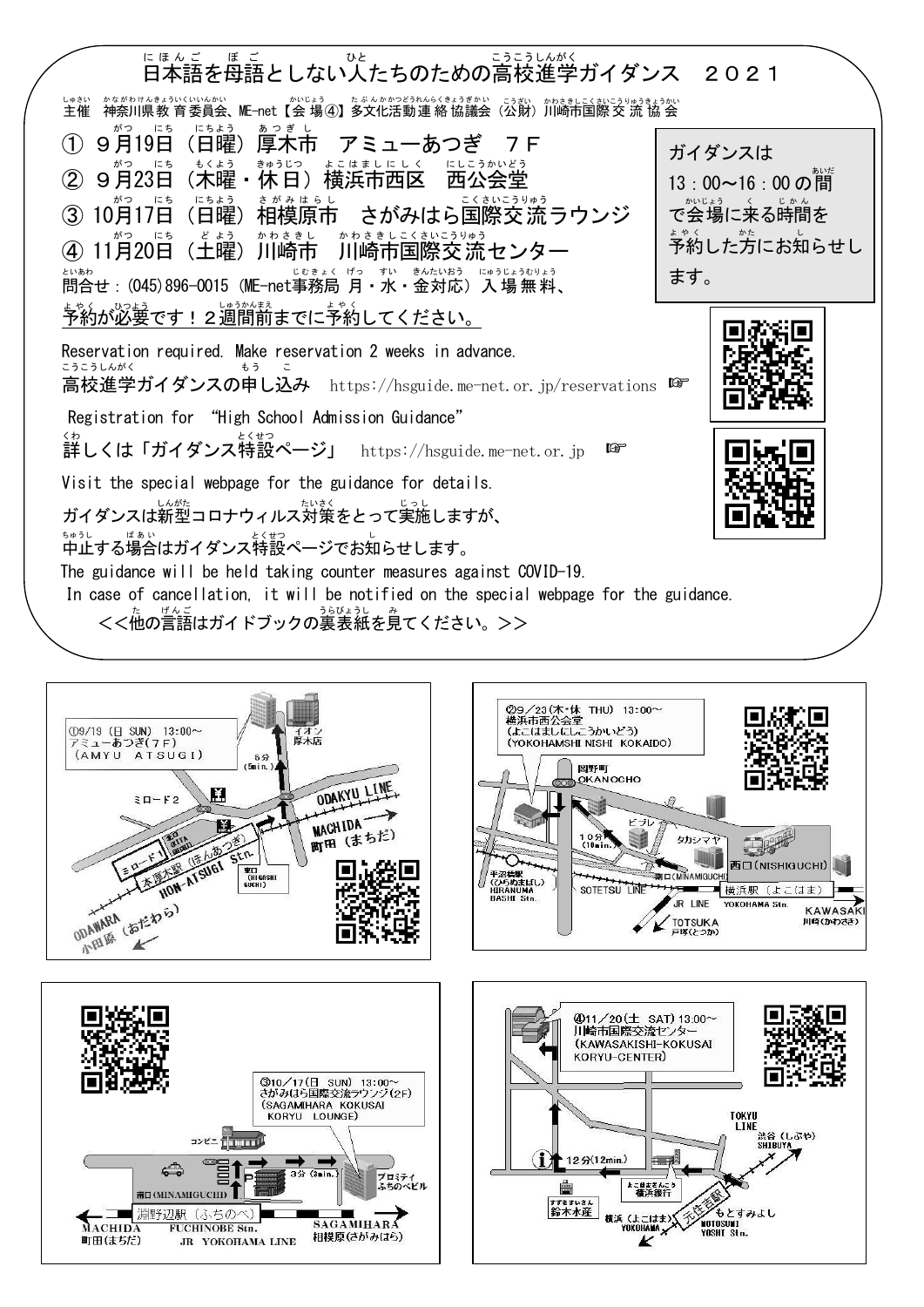# 日本語を母語としない人たちのための高校進学ガイダンス　２０２１

主催　神奈川県教育委員会、ME-net【会場④】多文化活動連絡協議会（公財）川崎市国際交流協会

① ９月19日（日曜）厚木市　アミューあつぎ　７Ｆ
② ９月23日（木曜・休日）横浜市西区　西公会堂
③ 10月17日（日曜）相模原市　さがみはら国際交流ラウンジ
④ 11月20日（土曜）川崎市　川崎市国際交流センター

ガイダンスは13：00～16：00の間で会場に来る時間を予約した方にお知らせします。

問合せ：(045)896-0015（ME-net事務局 月・水・金対応）入場無料、

予約が必要です！２週間前までに予約してください。

Reservation required. Make reservation 2 weeks in advance.

高校進学ガイダンスの申し込み　https://hsguide.me-net.or.jp/reservations ☞

Registration for "High School Admission Guidance"

詳しくは「ガイダンス特設ページ」　https://hsguide.me-net.or.jp ☞

Visit the special webpage for the guidance for details.

ガイダンスは新型コロナウィルス対策をとって実施しますが、

中止する場合はガイダンス特設ページでお知らせします。

The guidance will be held taking counter measures against COVID-19.

In case of cancellation, it will be notified on the special webpage for the guidance.

＜＜他の言語はガイドブックの裏表紙を見てください。＞＞

①9/19（日 SUN）13:00～
アミューあつぎ(7F)
(AMYU ATSUGI)

イオン厚木店
5分 (5min.)
ミロード2
ミロード1
ODAKYU LINE
本厚木駅（ほんあつぎ）HON-ATSUGI Stn.
東口 (HIGASHI GUCHI)
MACHIDA 町田（まちだ）
ODAWARA 小田原（おだわら）

②9/23（木・休 THU）13:00～
横浜市西公会堂
(よこはましにしこうかいどう)
(YOKOHAMSHI NISHI KOKAIDO)

岡野町 OKANOCHO
10分 (10min.)
ビブレ
タカシマヤ
西口 (NISHIGUCHI)
南口 (MINAMIGUCHI)
平沼橋駅（ひらぬまばし）HIRANUMA BASHI Stn.
SOTETSU LINE
JR LINE
横浜駅（よこはま）YOKOHAMA Stn.
KAWASAKI 川崎（かわさき）
TOTSUKA 戸塚（とつか）

③10/17（日 SUN）13:00～
さがみはら国際交流ラウンジ(2F)
(SAGAMIHARA KOKUSAI KORYU LOUNGE)

コンビニ
3分 (3min.)
プロミティふちのべビル
南口 (MINAMIGUCHI)
淵野辺駅（ふちのべ）FUCHINOBE Stn.
MACHIDA 町田(まちだ)
JR YOKOHAMA LINE
SAGAMIHARA 相模原(さがみはら)

④11/20（土 SAT）13:00～
川崎市国際交流センター
(KAWASAKISHI-KOKUSAI KORYU-CENTER)

TOKYU LINE
渋谷（しぶや）SHIBUYA
12分 (12min.)
横浜銀行（よこはまぎんこう）
鈴木水産（すずきすいさん）
元住吉駅
横浜（よこはま）YOKOHAMA
もとすみよし MOTOSUMI YOSHI Stn.